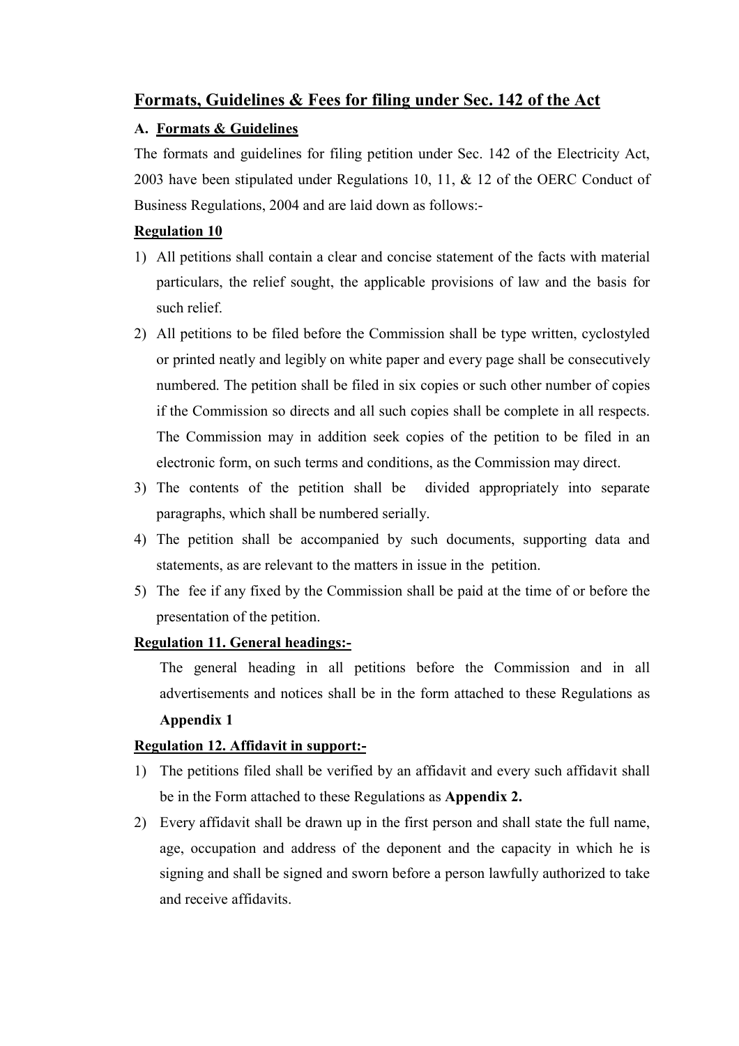## Formats, Guidelines & Fees for filing under Sec. 142 of the Act

### A. Formats & Guidelines

The formats and guidelines for filing petition under Sec. 142 of the Electricity Act, 2003 have been stipulated under Regulations 10, 11, & 12 of the OERC Conduct of Business Regulations, 2004 and are laid down as follows:-

**Regulation 10**

1) All petitions shall contain a clear and concise statement of the facts with material particulars, the relief sought, the applicable provisions of law and the basis for such relief.
2) All petitions to be filed before the Commission shall be type written, cyclostyled or printed neatly and legibly on white paper and every page shall be consecutively numbered. The petition shall be filed in six copies or such other number of copies if the Commission so directs and all such copies shall be complete in all respects. The Commission may in addition seek copies of the petition to be filed in an electronic form, on such terms and conditions, as the Commission may direct.
3) The contents of the petition shall be divided appropriately into separate paragraphs, which shall be numbered serially.
4) The petition shall be accompanied by such documents, supporting data and statements, as are relevant to the matters in issue in the petition.
5) The fee if any fixed by the Commission shall be paid at the time of or before the presentation of the petition.

**Regulation 11. General headings:-**

The general heading in all petitions before the Commission and in all advertisements and notices shall be in the form attached to these Regulations as **Appendix 1**

**Regulation 12. Affidavit in support:-**

1) The petitions filed shall be verified by an affidavit and every such affidavit shall be in the Form attached to these Regulations as **Appendix 2.**
2) Every affidavit shall be drawn up in the first person and shall state the full name, age, occupation and address of the deponent and the capacity in which he is signing and shall be signed and sworn before a person lawfully authorized to take and receive affidavits.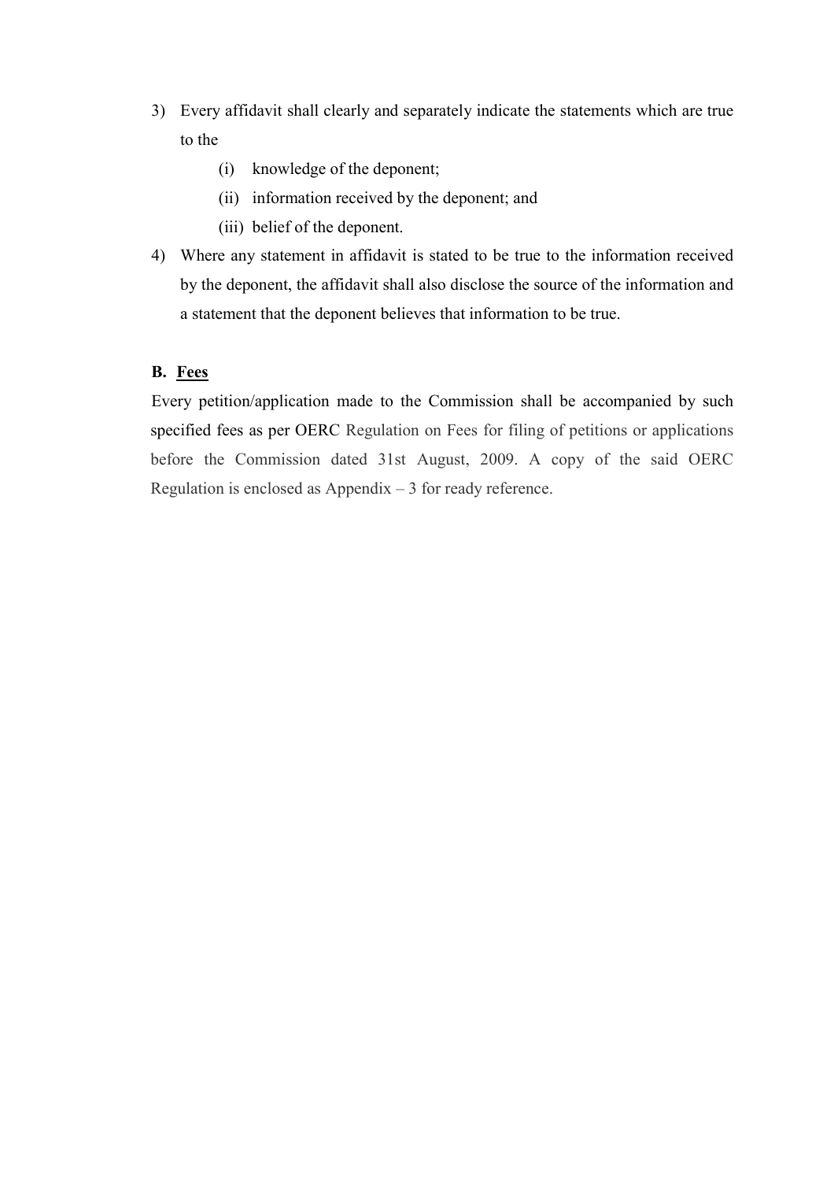3) Every affidavit shall clearly and separately indicate the statements which are true to the
    (i) knowledge of the deponent;
    (ii) information received by the deponent; and
    (iii) belief of the deponent.
4) Where any statement in affidavit is stated to be true to the information received by the deponent, the affidavit shall also disclose the source of the information and a statement that the deponent believes that information to be true.

**B. <u>Fees</u>**

Every petition/application made to the Commission shall be accompanied by such specified fees as per OERC Regulation on Fees for filing of petitions or applications before the Commission dated 31st August, 2009. A copy of the said OERC Regulation is enclosed as Appendix – 3 for ready reference.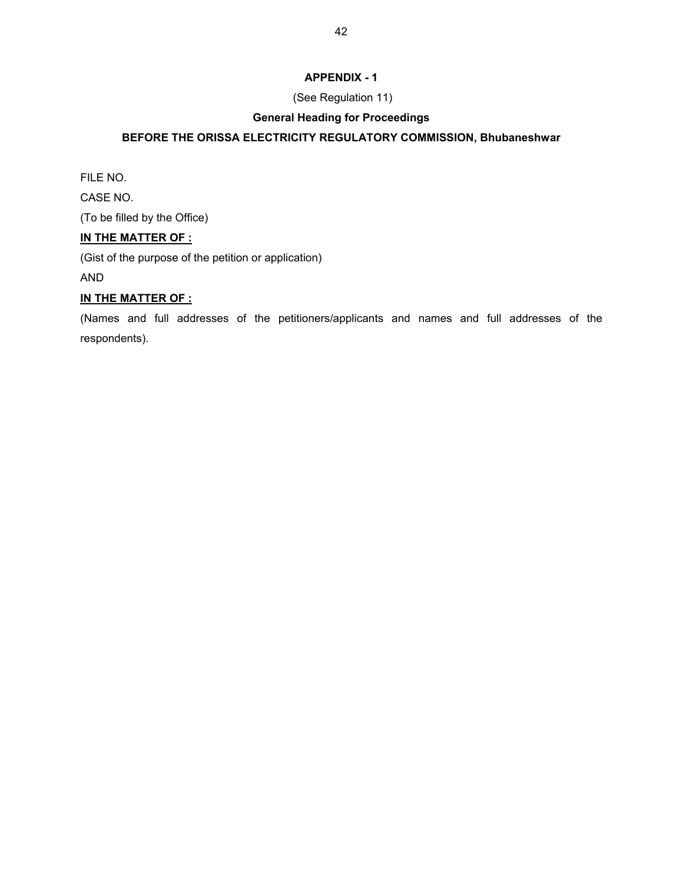## APPENDIX - 1

(See Regulation 11)

### General Heading for Proceedings

### BEFORE THE ORISSA ELECTRICITY REGULATORY COMMISSION, Bhubaneshwar

FILE NO.

CASE NO.

(To be filled by the Office)

**IN THE MATTER OF :**

(Gist of the purpose of the petition or application)

AND

**IN THE MATTER OF :**

(Names and full addresses of the petitioners/applicants and names and full addresses of the respondents).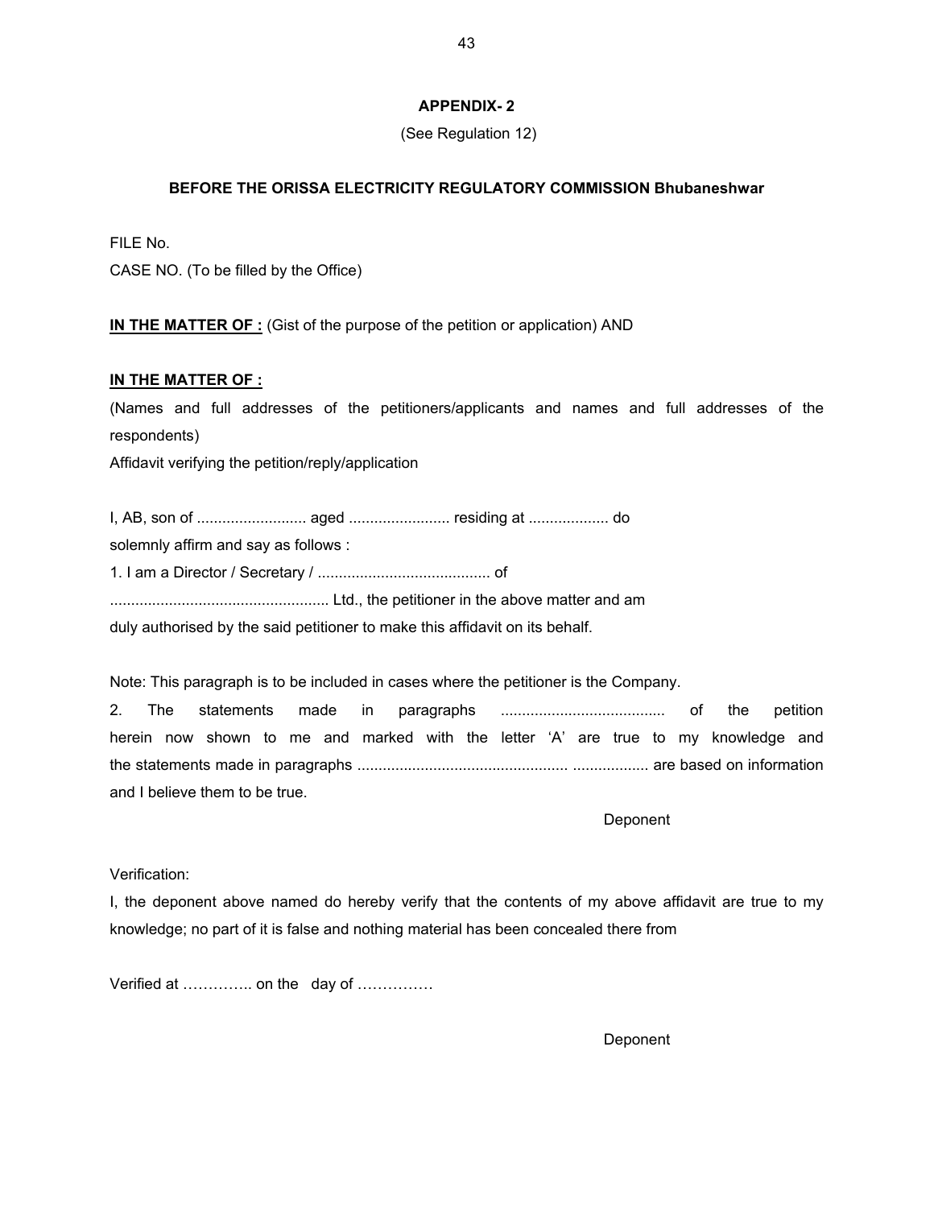## APPENDIX- 2

(See Regulation 12)

### BEFORE THE ORISSA ELECTRICITY REGULATORY COMMISSION Bhubaneshwar

FILE No.

CASE NO. (To be filled by the Office)

**IN THE MATTER OF :** (Gist of the purpose of the petition or application) AND

**IN THE MATTER OF :**

(Names and full addresses of the petitioners/applicants and names and full addresses of the respondents)

Affidavit verifying the petition/reply/application

I, AB, son of .......................... aged ........................ residing at ................... do solemnly affirm and say as follows :

1. I am a Director / Secretary / ......................................... of .................................................... Ltd., the petitioner in the above matter and am duly authorised by the said petitioner to make this affidavit on its behalf.

Note: This paragraph is to be included in cases where the petitioner is the Company.

2. The statements made in paragraphs ....................................... of the petition herein now shown to me and marked with the letter 'A' are true to my knowledge and the statements made in paragraphs .................................................. .................. are based on information and I believe them to be true.

Deponent

Verification:

I, the deponent above named do hereby verify that the contents of my above affidavit are true to my knowledge; no part of it is false and nothing material has been concealed there from

Verified at ………….. on the day of ……………

Deponent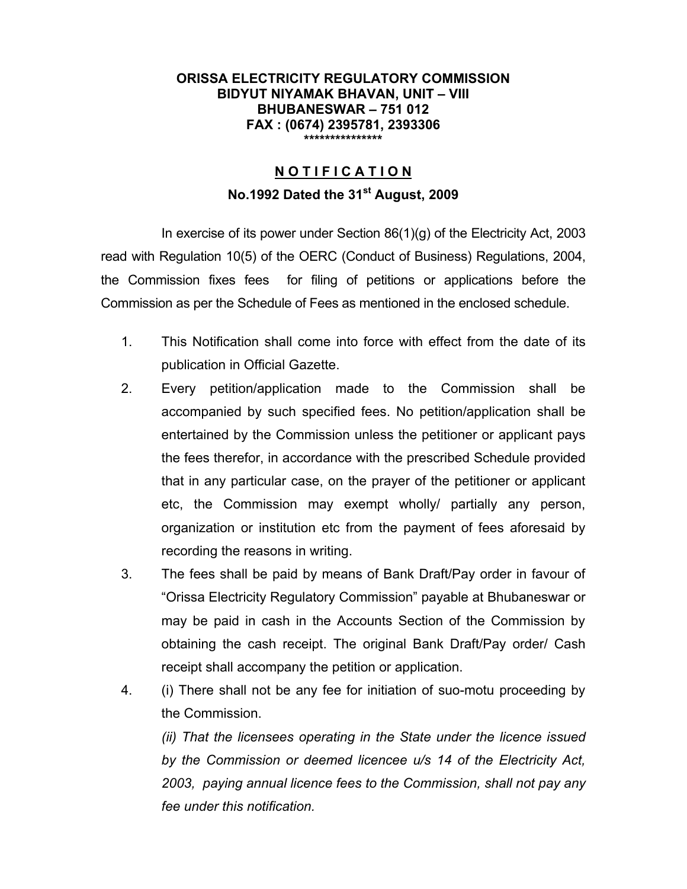**ORISSA ELECTRICITY REGULATORY COMMISSION**
**BIDYUT NIYAMAK BHAVAN, UNIT – VIII**
**BHUBANESWAR – 751 012**
**FAX : (0674) 2395781, 2393306**
\***************

## N O T I F I C A T I O N

**No.1992 Dated the 31st August, 2009**

In exercise of its power under Section 86(1)(g) of the Electricity Act, 2003 read with Regulation 10(5) of the OERC (Conduct of Business) Regulations, 2004, the Commission fixes fees for filing of petitions or applications before the Commission as per the Schedule of Fees as mentioned in the enclosed schedule.

1. This Notification shall come into force with effect from the date of its publication in Official Gazette.
2. Every petition/application made to the Commission shall be accompanied by such specified fees. No petition/application shall be entertained by the Commission unless the petitioner or applicant pays the fees therefor, in accordance with the prescribed Schedule provided that in any particular case, on the prayer of the petitioner or applicant etc, the Commission may exempt wholly/ partially any person, organization or institution etc from the payment of fees aforesaid by recording the reasons in writing.
3. The fees shall be paid by means of Bank Draft/Pay order in favour of "Orissa Electricity Regulatory Commission" payable at Bhubaneswar or may be paid in cash in the Accounts Section of the Commission by obtaining the cash receipt. The original Bank Draft/Pay order/ Cash receipt shall accompany the petition or application.
4. (i) There shall not be any fee for initiation of suo-motu proceeding by the Commission.

   *(ii) That the licensees operating in the State under the licence issued by the Commission or deemed licencee u/s 14 of the Electricity Act, 2003, paying annual licence fees to the Commission, shall not pay any fee under this notification.*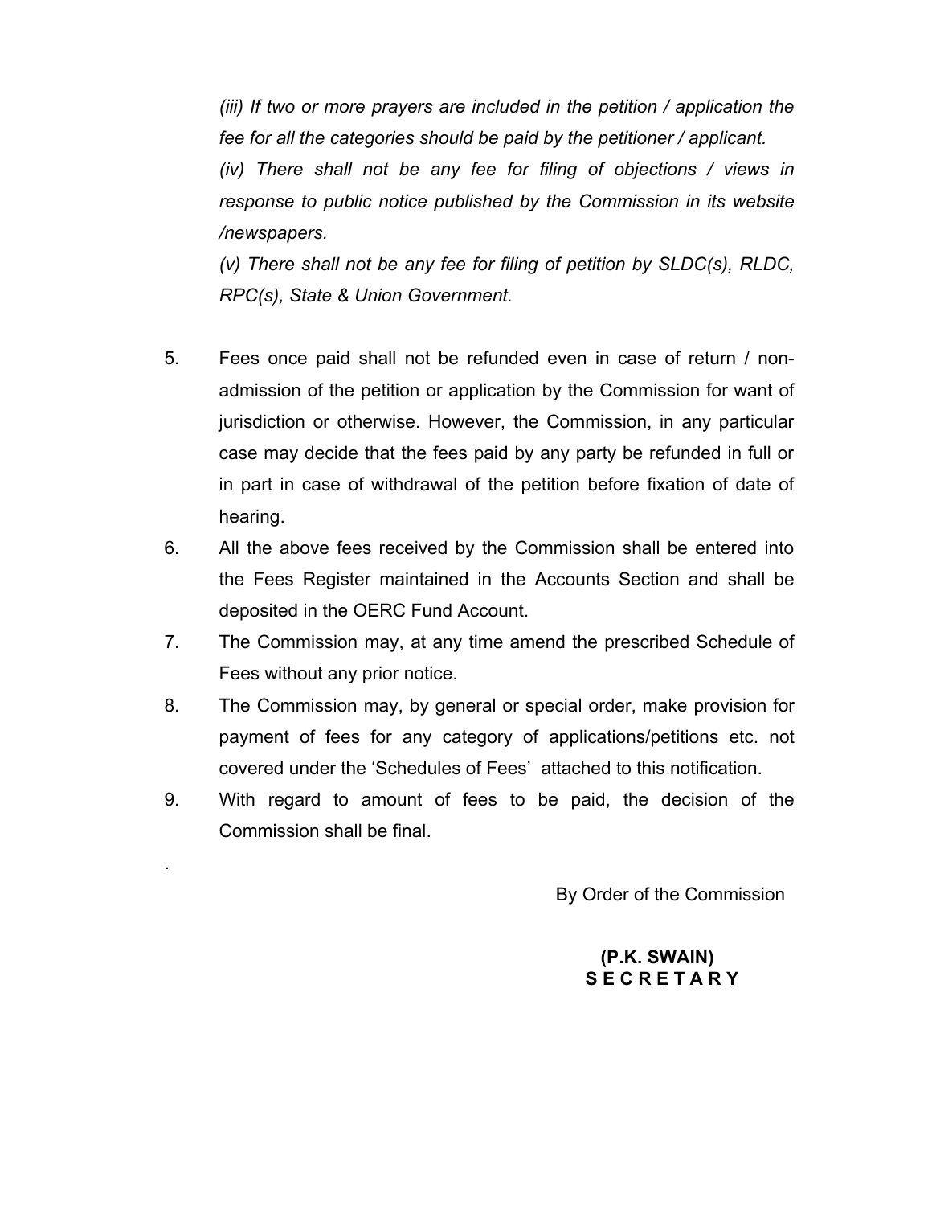*(iii) If two or more prayers are included in the petition / application the fee for all the categories should be paid by the petitioner / applicant.*

*(iv) There shall not be any fee for filing of objections / views in response to public notice published by the Commission in its website /newspapers.*

*(v) There shall not be any fee for filing of petition by SLDC(s), RLDC, RPC(s), State & Union Government.*

5. Fees once paid shall not be refunded even in case of return / non-admission of the petition or application by the Commission for want of jurisdiction or otherwise. However, the Commission, in any particular case may decide that the fees paid by any party be refunded in full or in part in case of withdrawal of the petition before fixation of date of hearing.
6. All the above fees received by the Commission shall be entered into the Fees Register maintained in the Accounts Section and shall be deposited in the OERC Fund Account.
7. The Commission may, at any time amend the prescribed Schedule of Fees without any prior notice.
8. The Commission may, by general or special order, make provision for payment of fees for any category of applications/petitions etc. not covered under the 'Schedules of Fees' attached to this notification.
9. With regard to amount of fees to be paid, the decision of the Commission shall be final.

By Order of the Commission

**(P.K. SWAIN)**
**S E C R E T A R Y**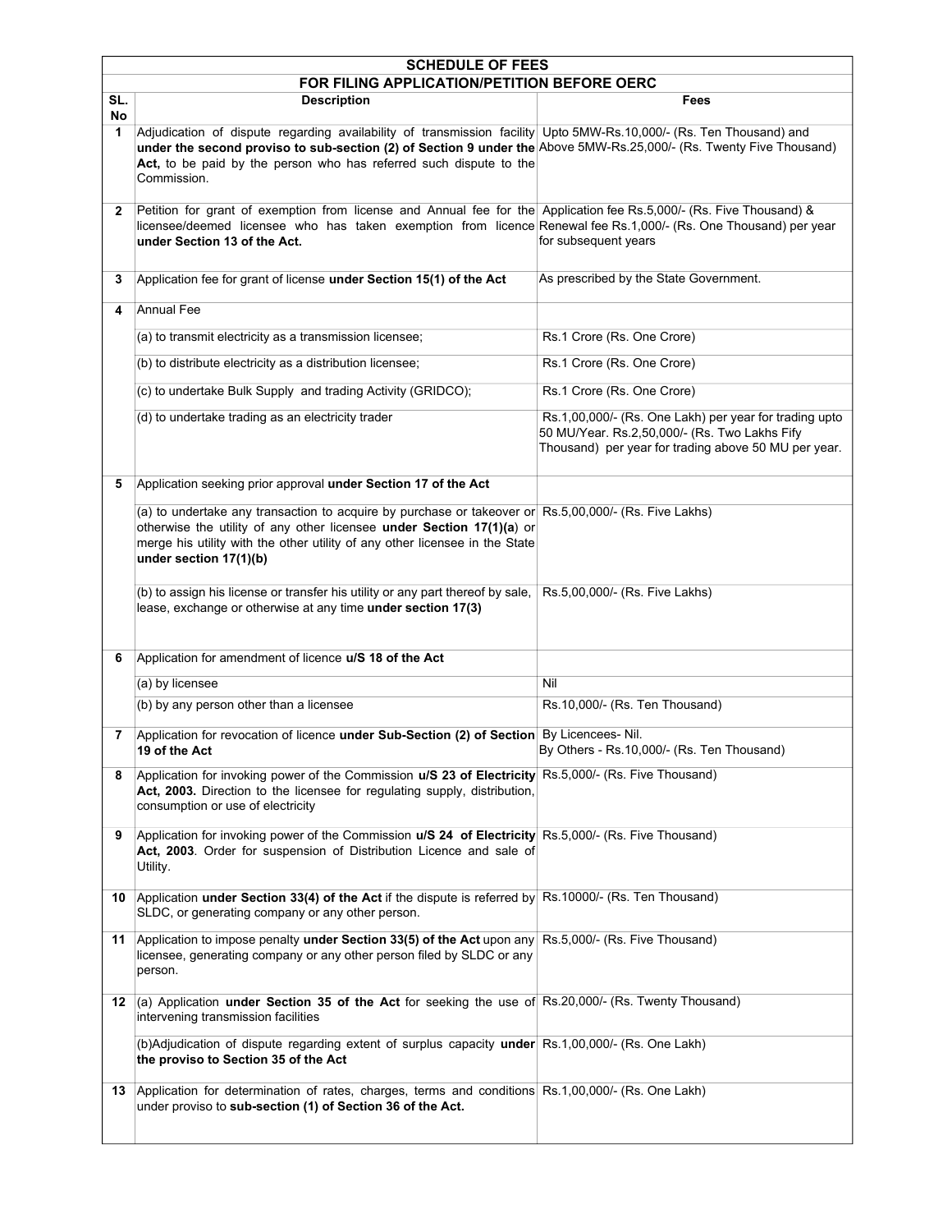## SCHEDULE OF FEES

### FOR FILING APPLICATION/PETITION BEFORE OERC

| SL. No | Description | Fees |
|---|---|---|
| 1 | Adjudication of dispute regarding availability of transmission facility **under the second proviso to sub-section (2) of Section 9 under the Act,** to be paid by the person who has referred such dispute to the Commission. | Upto 5MW-Rs.10,000/- (Rs. Ten Thousand) and Above 5MW-Rs.25,000/- (Rs. Twenty Five Thousand) |
| 2 | Petition for grant of exemption from license and Annual fee for the licensee/deemed licensee who has taken exemption from licence **under Section 13 of the Act.** | Application fee Rs.5,000/- (Rs. Five Thousand) & Renewal fee Rs.1,000/- (Rs. One Thousand) per year for subsequent years |
| 3 | Application fee for grant of license **under Section 15(1) of the Act** | As prescribed by the State Government. |
| 4 | Annual Fee | |
| | (a) to transmit electricity as a transmission licensee; | Rs.1 Crore (Rs. One Crore) |
| | (b) to distribute electricity as a distribution licensee; | Rs.1 Crore (Rs. One Crore) |
| | (c) to undertake Bulk Supply and trading Activity (GRIDCO); | Rs.1 Crore (Rs. One Crore) |
| | (d) to undertake trading as an electricity trader | Rs.1,00,000/- (Rs. One Lakh) per year for trading upto 50 MU/Year. Rs.2,50,000/- (Rs. Two Lakhs Fify Thousand) per year for trading above 50 MU per year. |
| 5 | Application seeking prior approval **under Section 17 of the Act** | |
| | (a) to undertake any transaction to acquire by purchase or takeover or otherwise the utility of any other licensee **under Section 17(1)(a)** or merge his utility with the other utility of any other licensee in the State **under section 17(1)(b)** | Rs.5,00,000/- (Rs. Five Lakhs) |
| | (b) to assign his license or transfer his utility or any part thereof by sale, lease, exchange or otherwise at any time **under section 17(3)** | Rs.5,00,000/- (Rs. Five Lakhs) |
| 6 | Application for amendment of licence **u/S 18 of the Act** | |
| | (a) by licensee | Nil |
| | (b) by any person other than a licensee | Rs.10,000/- (Rs. Ten Thousand) |
| 7 | Application for revocation of licence **under Sub-Section (2) of Section 19 of the Act** | By Licencees- Nil. By Others - Rs.10,000/- (Rs. Ten Thousand) |
| 8 | Application for invoking power of the Commission **u/S 23 of Electricity Act, 2003.** Direction to the licensee for regulating supply, distribution, consumption or use of electricity | Rs.5,000/- (Rs. Five Thousand) |
| 9 | Application for invoking power of the Commission **u/S 24 of Electricity Act, 2003**. Order for suspension of Distribution Licence and sale of Utility. | Rs.5,000/- (Rs. Five Thousand) |
| 10 | Application **under Section 33(4) of the Act** if the dispute is referred by SLDC, or generating company or any other person. | Rs.10000/- (Rs. Ten Thousand) |
| 11 | Application to impose penalty **under Section 33(5) of the Act** upon any licensee, generating company or any other person filed by SLDC or any person. | Rs.5,000/- (Rs. Five Thousand) |
| 12 | (a) Application **under Section 35 of the Act** for seeking the use of intervening transmission facilities | Rs.20,000/- (Rs. Twenty Thousand) |
| | (b)Adjudication of dispute regarding extent of surplus capacity **under the proviso to Section 35 of the Act** | Rs.1,00,000/- (Rs. One Lakh) |
| 13 | Application for determination of rates, charges, terms and conditions under proviso to **sub-section (1) of Section 36 of the Act.** | Rs.1,00,000/- (Rs. One Lakh) |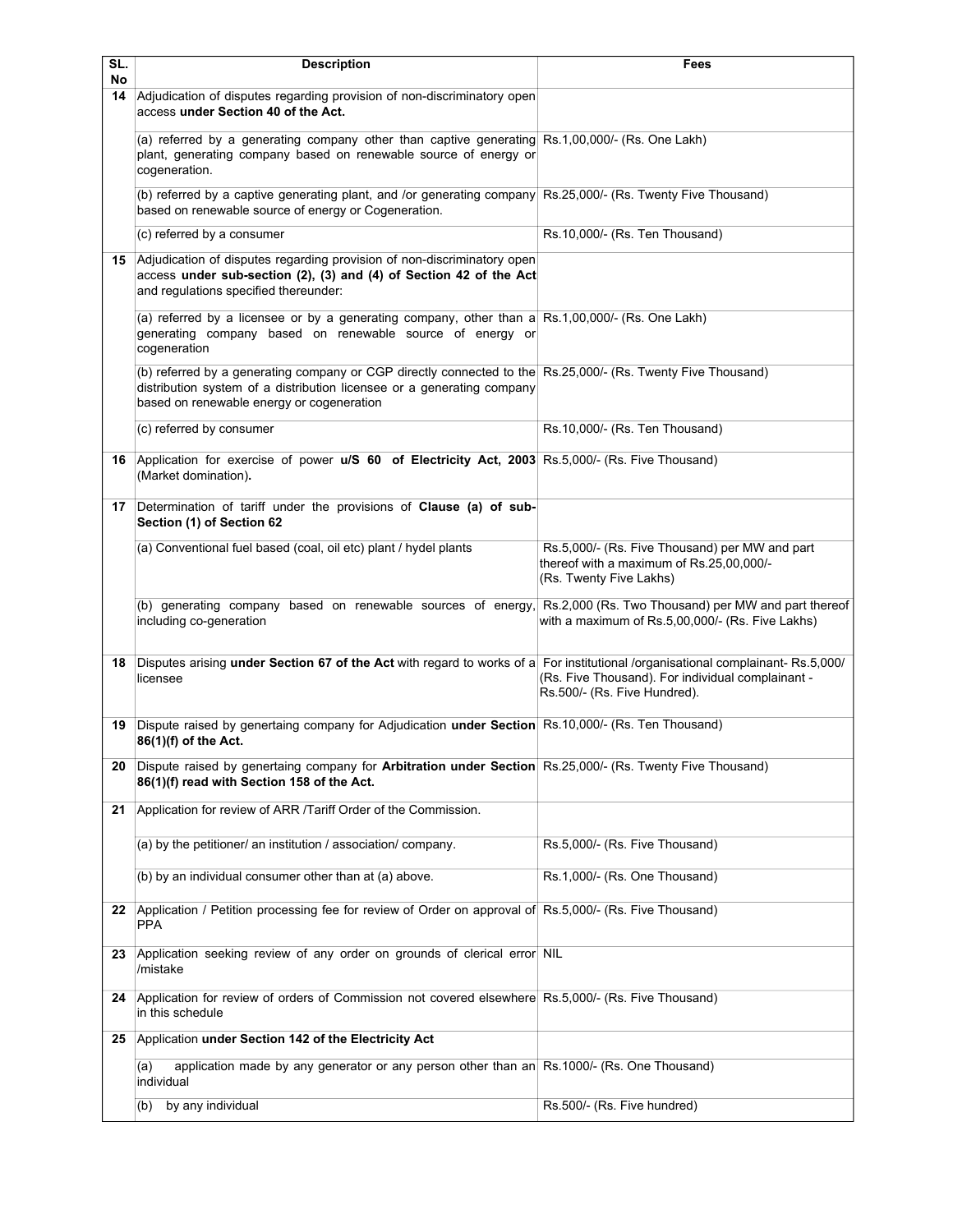| SL. No | Description | Fees |
|---|---|---|
| 14 | Adjudication of disputes regarding provision of non-discriminatory open access **under Section 40 of the Act.** | |
| | (a) referred by a generating company other than captive generating plant, generating company based on renewable source of energy or cogeneration. | Rs.1,00,000/- (Rs. One Lakh) |
| | (b) referred by a captive generating plant, and /or generating company based on renewable source of energy or Cogeneration. | Rs.25,000/- (Rs. Twenty Five Thousand) |
| | (c) referred by a consumer | Rs.10,000/- (Rs. Ten Thousand) |
| 15 | Adjudication of disputes regarding provision of non-discriminatory open access **under sub-section (2), (3) and (4) of Section 42 of the Act** and regulations specified thereunder: | |
| | (a) referred by a licensee or by a generating company, other than a generating company based on renewable source of energy or cogeneration | Rs.1,00,000/- (Rs. One Lakh) |
| | (b) referred by a generating company or CGP directly connected to the distribution system of a distribution licensee or a generating company based on renewable energy or cogeneration | Rs.25,000/- (Rs. Twenty Five Thousand) |
| | (c) referred by consumer | Rs.10,000/- (Rs. Ten Thousand) |
| 16 | Application for exercise of power **u/S 60 of Electricity Act, 2003** (Market domination)**.** | Rs.5,000/- (Rs. Five Thousand) |
| 17 | Determination of tariff under the provisions of **Clause (a) of sub-Section (1) of Section 62** | |
| | (a) Conventional fuel based (coal, oil etc) plant / hydel plants | Rs.5,000/- (Rs. Five Thousand) per MW and part thereof with a maximum of Rs.25,00,000/- (Rs. Twenty Five Lakhs) |
| | (b) generating company based on renewable sources of energy, including co-generation | Rs.2,000 (Rs. Two Thousand) per MW and part thereof with a maximum of Rs.5,00,000/- (Rs. Five Lakhs) |
| 18 | Disputes arising **under Section 67 of the Act** with regard to works of a licensee | For institutional /organisational complainant- Rs.5,000/ (Rs. Five Thousand). For individual complainant - Rs.500/- (Rs. Five Hundred). |
| 19 | Dispute raised by genertaing company for Adjudication **under Section 86(1)(f) of the Act.** | Rs.10,000/- (Rs. Ten Thousand) |
| 20 | Dispute raised by genertaing company for **Arbitration under Section 86(1)(f) read with Section 158 of the Act.** | Rs.25,000/- (Rs. Twenty Five Thousand) |
| 21 | Application for review of ARR /Tariff Order of the Commission. | |
| | (a) by the petitioner/ an institution / association/ company. | Rs.5,000/- (Rs. Five Thousand) |
| | (b) by an individual consumer other than at (a) above. | Rs.1,000/- (Rs. One Thousand) |
| 22 | Application / Petition processing fee for review of Order on approval of PPA | Rs.5,000/- (Rs. Five Thousand) |
| 23 | Application seeking review of any order on grounds of clerical error /mistake | NIL |
| 24 | Application for review of orders of Commission not covered elsewhere in this schedule | Rs.5,000/- (Rs. Five Thousand) |
| 25 | Application **under Section 142 of the Electricity Act** | |
| | (a) application made by any generator or any person other than an individual | Rs.1000/- (Rs. One Thousand) |
| | (b) by any individual | Rs.500/- (Rs. Five hundred) |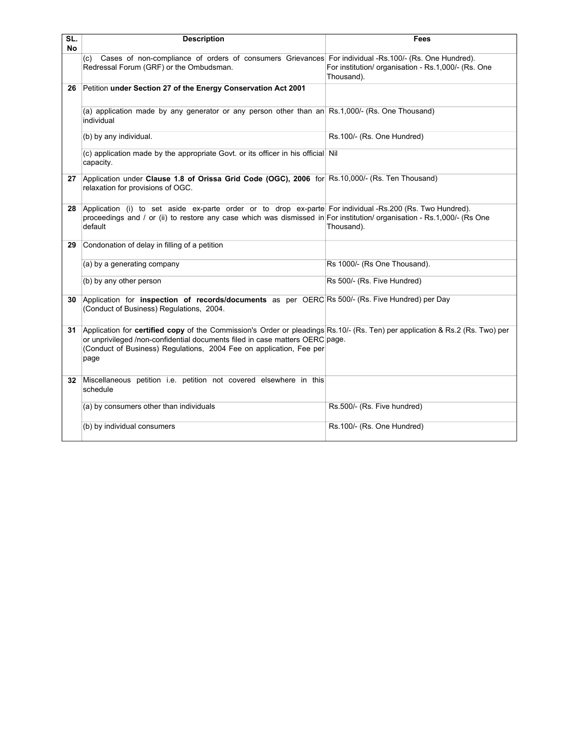| SL. No | Description | Fees |
|---|---|---|
| | (c) Cases of non-compliance of orders of consumers Grievances Redressal Forum (GRF) or the Ombudsman. | For individual -Rs.100/- (Rs. One Hundred). For institution/ organisation - Rs.1,000/- (Rs. One Thousand). |
| **26** | Petition **under Section 27 of the Energy Conservation Act 2001** | |
| | (a) application made by any generator or any person other than an individual | Rs.1,000/- (Rs. One Thousand) |
| | (b) by any individual. | Rs.100/- (Rs. One Hundred) |
| | (c) application made by the appropriate Govt. or its officer in his official capacity. | Nil |
| **27** | Application under **Clause 1.8 of Orissa Grid Code (OGC), 2006** for relaxation for provisions of OGC. | Rs.10,000/- (Rs. Ten Thousand) |
| **28** | Application (i) to set aside ex-parte order or to drop ex-parte proceedings and / or (ii) to restore any case which was dismissed in default | For individual -Rs.200 (Rs. Two Hundred). For institution/ organisation - Rs.1,000/- (Rs One Thousand). |
| **29** | Condonation of delay in filling of a petition | |
| | (a) by a generating company | Rs 1000/- (Rs One Thousand). |
| | (b) by any other person | Rs 500/- (Rs. Five Hundred) |
| **30** | Application for **inspection of records/documents** as per OERC (Conduct of Business) Regulations, 2004. | Rs 500/- (Rs. Five Hundred) per Day |
| **31** | Application for **certified copy** of the Commission's Order or pleadings or unprivileged /non-confidential documents filed in case matters OERC (Conduct of Business) Regulations, 2004 Fee on application, Fee per page | Rs.10/- (Rs. Ten) per application & Rs.2 (Rs. Two) per page. |
| **32** | Miscellaneous petition i.e. petition not covered elsewhere in this schedule | |
| | (a) by consumers other than individuals | Rs.500/- (Rs. Five hundred) |
| | (b) by individual consumers | Rs.100/- (Rs. One Hundred) |